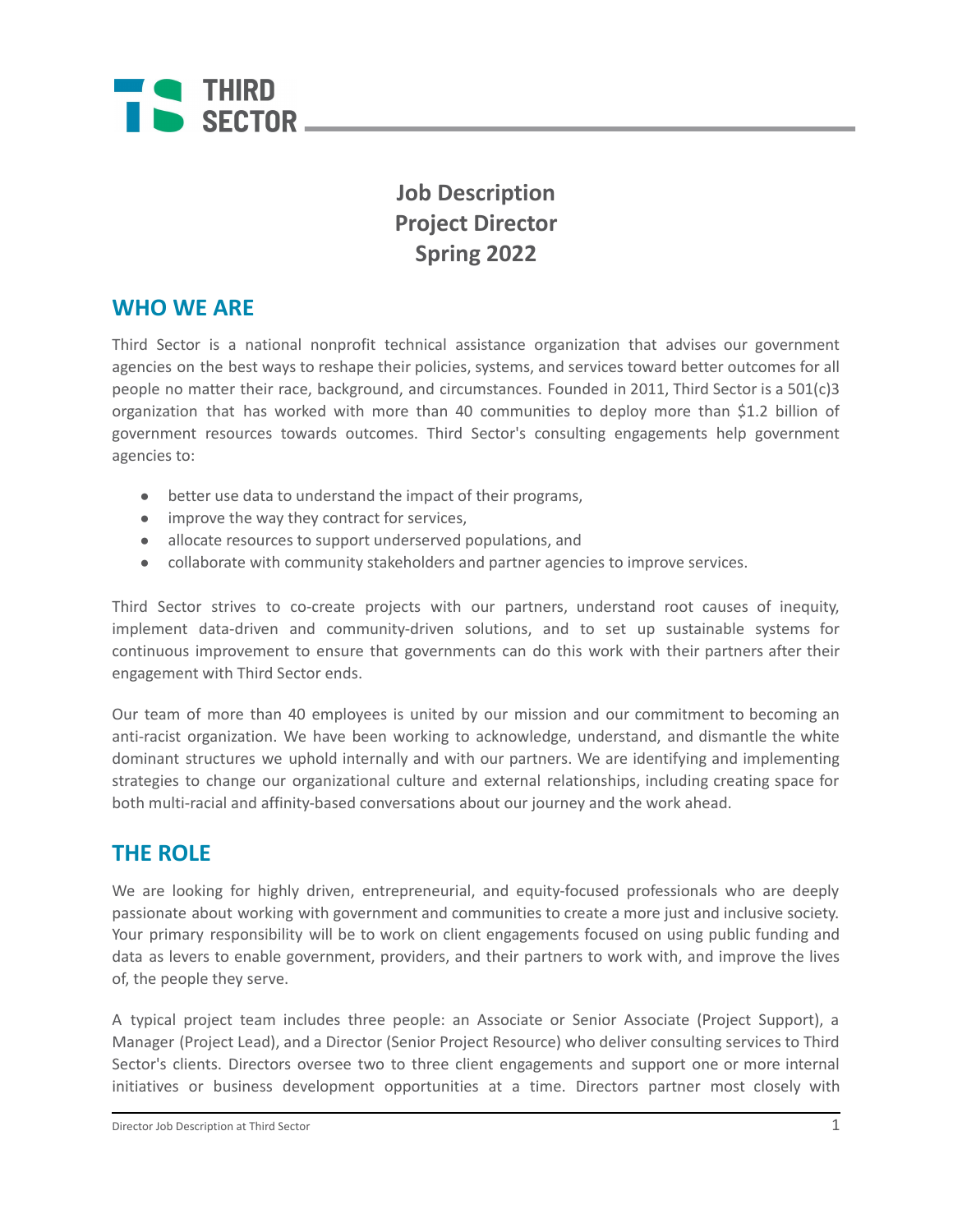# Job Description
# Project Director
# Spring 2022

## WHO WE ARE

Third Sector is a national nonprofit technical assistance organization that advises our government agencies on the best ways to reshape their policies, systems, and services toward better outcomes for all people no matter their race, background, and circumstances. Founded in 2011, Third Sector is a 501(c)3 organization that has worked with more than 40 communities to deploy more than $1.2 billion of government resources towards outcomes. Third Sector's consulting engagements help government agencies to:

- better use data to understand the impact of their programs,
- improve the way they contract for services,
- allocate resources to support underserved populations, and
- collaborate with community stakeholders and partner agencies to improve services.

Third Sector strives to co-create projects with our partners, understand root causes of inequity, implement data-driven and community-driven solutions, and to set up sustainable systems for continuous improvement to ensure that governments can do this work with their partners after their engagement with Third Sector ends.

Our team of more than 40 employees is united by our mission and our commitment to becoming an anti-racist organization. We have been working to acknowledge, understand, and dismantle the white dominant structures we uphold internally and with our partners. We are identifying and implementing strategies to change our organizational culture and external relationships, including creating space for both multi-racial and affinity-based conversations about our journey and the work ahead.

## THE ROLE

We are looking for highly driven, entrepreneurial, and equity-focused professionals who are deeply passionate about working with government and communities to create a more just and inclusive society. Your primary responsibility will be to work on client engagements focused on using public funding and data as levers to enable government, providers, and their partners to work with, and improve the lives of, the people they serve.

A typical project team includes three people: an Associate or Senior Associate (Project Support), a Manager (Project Lead), and a Director (Senior Project Resource) who deliver consulting services to Third Sector's clients. Directors oversee two to three client engagements and support one or more internal initiatives or business development opportunities at a time. Directors partner most closely with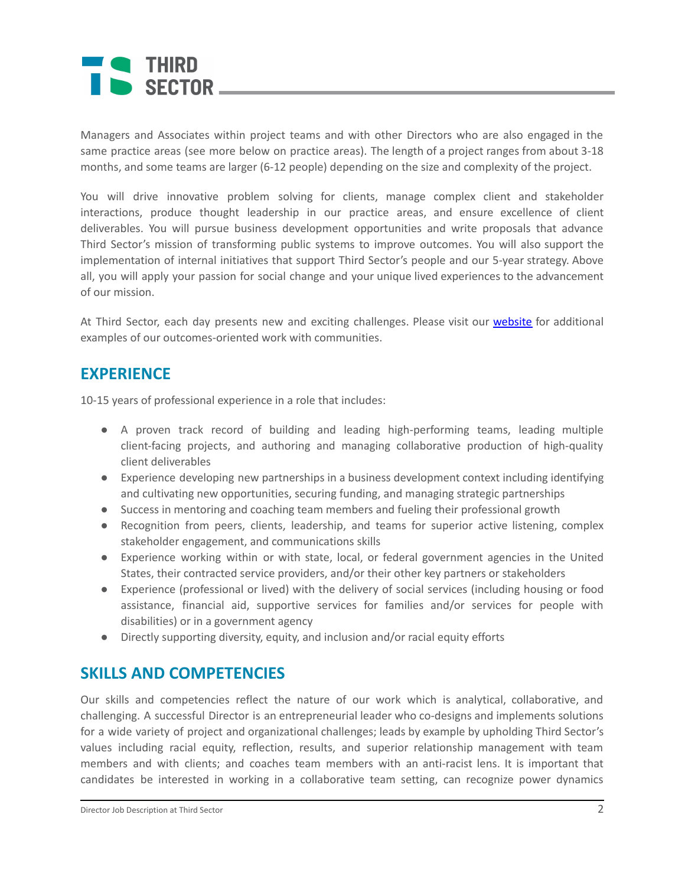Managers and Associates within project teams and with other Directors who are also engaged in the same practice areas (see more below on practice areas). The length of a project ranges from about 3-18 months, and some teams are larger (6-12 people) depending on the size and complexity of the project.

You will drive innovative problem solving for clients, manage complex client and stakeholder interactions, produce thought leadership in our practice areas, and ensure excellence of client deliverables. You will pursue business development opportunities and write proposals that advance Third Sector's mission of transforming public systems to improve outcomes. You will also support the implementation of internal initiatives that support Third Sector's people and our 5-year strategy. Above all, you will apply your passion for social change and your unique lived experiences to the advancement of our mission.

At Third Sector, each day presents new and exciting challenges. Please visit our [website](https://www.thirdsectorcap.org) for additional examples of our outcomes-oriented work with communities.

## EXPERIENCE

10-15 years of professional experience in a role that includes:

- A proven track record of building and leading high-performing teams, leading multiple client-facing projects, and authoring and managing collaborative production of high-quality client deliverables
- Experience developing new partnerships in a business development context including identifying and cultivating new opportunities, securing funding, and managing strategic partnerships
- Success in mentoring and coaching team members and fueling their professional growth
- Recognition from peers, clients, leadership, and teams for superior active listening, complex stakeholder engagement, and communications skills
- Experience working within or with state, local, or federal government agencies in the United States, their contracted service providers, and/or their other key partners or stakeholders
- Experience (professional or lived) with the delivery of social services (including housing or food assistance, financial aid, supportive services for families and/or services for people with disabilities) or in a government agency
- Directly supporting diversity, equity, and inclusion and/or racial equity efforts

## SKILLS AND COMPETENCIES

Our skills and competencies reflect the nature of our work which is analytical, collaborative, and challenging. A successful Director is an entrepreneurial leader who co-designs and implements solutions for a wide variety of project and organizational challenges; leads by example by upholding Third Sector's values including racial equity, reflection, results, and superior relationship management with team members and with clients; and coaches team members with an anti-racist lens. It is important that candidates be interested in working in a collaborative team setting, can recognize power dynamics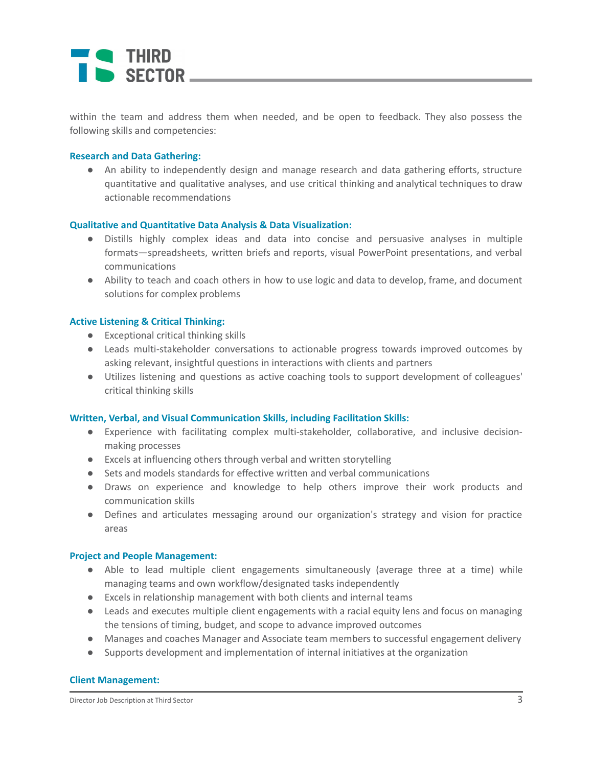within the team and address them when needed, and be open to feedback. They also possess the following skills and competencies:

**Research and Data Gathering:**

- An ability to independently design and manage research and data gathering efforts, structure quantitative and qualitative analyses, and use critical thinking and analytical techniques to draw actionable recommendations

**Qualitative and Quantitative Data Analysis & Data Visualization:**

- Distills highly complex ideas and data into concise and persuasive analyses in multiple formats—spreadsheets, written briefs and reports, visual PowerPoint presentations, and verbal communications
- Ability to teach and coach others in how to use logic and data to develop, frame, and document solutions for complex problems

**Active Listening & Critical Thinking:**

- Exceptional critical thinking skills
- Leads multi-stakeholder conversations to actionable progress towards improved outcomes by asking relevant, insightful questions in interactions with clients and partners
- Utilizes listening and questions as active coaching tools to support development of colleagues' critical thinking skills

**Written, Verbal, and Visual Communication Skills, including Facilitation Skills:**

- Experience with facilitating complex multi-stakeholder, collaborative, and inclusive decision-making processes
- Excels at influencing others through verbal and written storytelling
- Sets and models standards for effective written and verbal communications
- Draws on experience and knowledge to help others improve their work products and communication skills
- Defines and articulates messaging around our organization's strategy and vision for practice areas

**Project and People Management:**

- Able to lead multiple client engagements simultaneously (average three at a time) while managing teams and own workflow/designated tasks independently
- Excels in relationship management with both clients and internal teams
- Leads and executes multiple client engagements with a racial equity lens and focus on managing the tensions of timing, budget, and scope to advance improved outcomes
- Manages and coaches Manager and Associate team members to successful engagement delivery
- Supports development and implementation of internal initiatives at the organization

**Client Management:**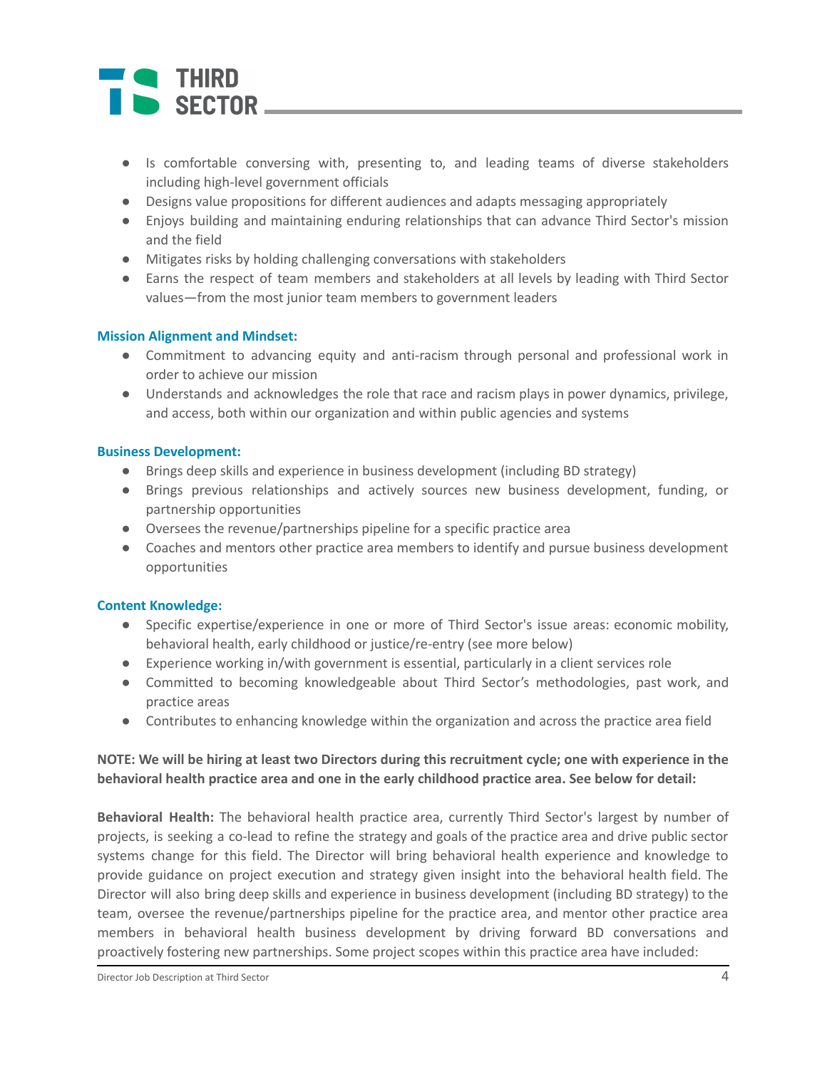- Is comfortable conversing with, presenting to, and leading teams of diverse stakeholders including high-level government officials
- Designs value propositions for different audiences and adapts messaging appropriately
- Enjoys building and maintaining enduring relationships that can advance Third Sector's mission and the field
- Mitigates risks by holding challenging conversations with stakeholders
- Earns the respect of team members and stakeholders at all levels by leading with Third Sector values—from the most junior team members to government leaders

**Mission Alignment and Mindset:**

- Commitment to advancing equity and anti-racism through personal and professional work in order to achieve our mission
- Understands and acknowledges the role that race and racism plays in power dynamics, privilege, and access, both within our organization and within public agencies and systems

**Business Development:**

- Brings deep skills and experience in business development (including BD strategy)
- Brings previous relationships and actively sources new business development, funding, or partnership opportunities
- Oversees the revenue/partnerships pipeline for a specific practice area
- Coaches and mentors other practice area members to identify and pursue business development opportunities

**Content Knowledge:**

- Specific expertise/experience in one or more of Third Sector's issue areas: economic mobility, behavioral health, early childhood or justice/re-entry (see more below)
- Experience working in/with government is essential, particularly in a client services role
- Committed to becoming knowledgeable about Third Sector's methodologies, past work, and practice areas
- Contributes to enhancing knowledge within the organization and across the practice area field

**NOTE: We will be hiring at least two Directors during this recruitment cycle; one with experience in the behavioral health practice area and one in the early childhood practice area. See below for detail:**

**Behavioral Health:** The behavioral health practice area, currently Third Sector's largest by number of projects, is seeking a co-lead to refine the strategy and goals of the practice area and drive public sector systems change for this field. The Director will bring behavioral health experience and knowledge to provide guidance on project execution and strategy given insight into the behavioral health field. The Director will also bring deep skills and experience in business development (including BD strategy) to the team, oversee the revenue/partnerships pipeline for the practice area, and mentor other practice area members in behavioral health business development by driving forward BD conversations and proactively fostering new partnerships. Some project scopes within this practice area have included: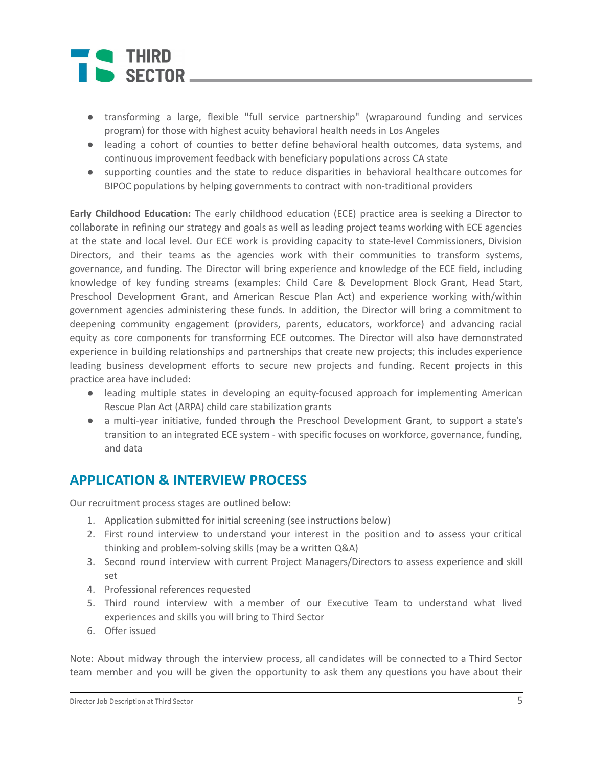- transforming a large, flexible "full service partnership" (wraparound funding and services program) for those with highest acuity behavioral health needs in Los Angeles
- leading a cohort of counties to better define behavioral health outcomes, data systems, and continuous improvement feedback with beneficiary populations across CA state
- supporting counties and the state to reduce disparities in behavioral healthcare outcomes for BIPOC populations by helping governments to contract with non-traditional providers

**Early Childhood Education:** The early childhood education (ECE) practice area is seeking a Director to collaborate in refining our strategy and goals as well as leading project teams working with ECE agencies at the state and local level. Our ECE work is providing capacity to state-level Commissioners, Division Directors, and their teams as the agencies work with their communities to transform systems, governance, and funding. The Director will bring experience and knowledge of the ECE field, including knowledge of key funding streams (examples: Child Care & Development Block Grant, Head Start, Preschool Development Grant, and American Rescue Plan Act) and experience working with/within government agencies administering these funds. In addition, the Director will bring a commitment to deepening community engagement (providers, parents, educators, workforce) and advancing racial equity as core components for transforming ECE outcomes. The Director will also have demonstrated experience in building relationships and partnerships that create new projects; this includes experience leading business development efforts to secure new projects and funding. Recent projects in this practice area have included:

- leading multiple states in developing an equity-focused approach for implementing American Rescue Plan Act (ARPA) child care stabilization grants
- a multi-year initiative, funded through the Preschool Development Grant, to support a state's transition to an integrated ECE system - with specific focuses on workforce, governance, funding, and data

## APPLICATION & INTERVIEW PROCESS

Our recruitment process stages are outlined below:

1. Application submitted for initial screening (see instructions below)
2. First round interview to understand your interest in the position and to assess your critical thinking and problem-solving skills (may be a written Q&A)
3. Second round interview with current Project Managers/Directors to assess experience and skill set
4. Professional references requested
5. Third round interview with a member of our Executive Team to understand what lived experiences and skills you will bring to Third Sector
6. Offer issued

Note: About midway through the interview process, all candidates will be connected to a Third Sector team member and you will be given the opportunity to ask them any questions you have about their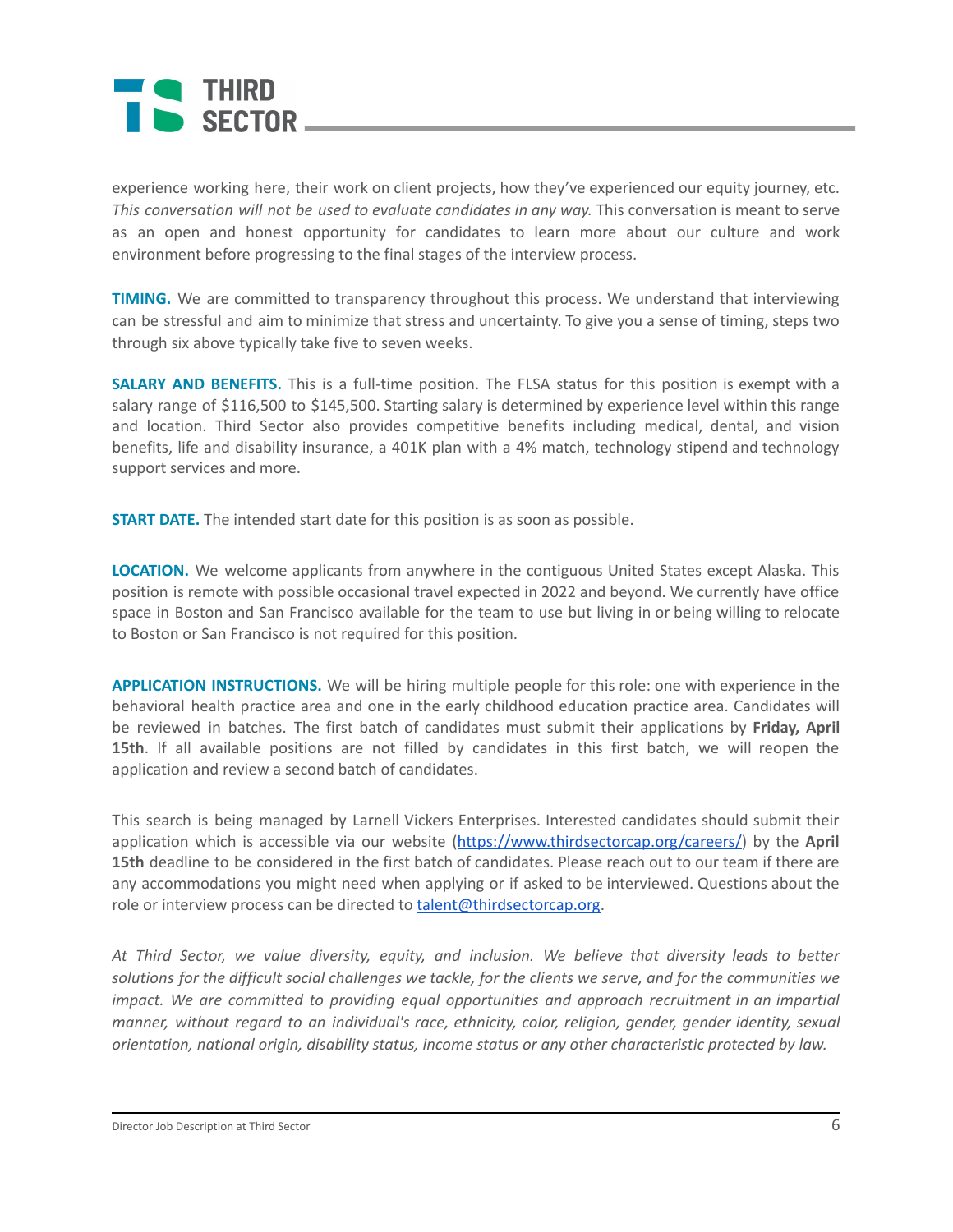experience working here, their work on client projects, how they've experienced our equity journey, etc. *This conversation will not be used to evaluate candidates in any way.* This conversation is meant to serve as an open and honest opportunity for candidates to learn more about our culture and work environment before progressing to the final stages of the interview process.

**TIMING.** We are committed to transparency throughout this process. We understand that interviewing can be stressful and aim to minimize that stress and uncertainty. To give you a sense of timing, steps two through six above typically take five to seven weeks.

**SALARY AND BENEFITS.** This is a full-time position. The FLSA status for this position is exempt with a salary range of $116,500 to $145,500. Starting salary is determined by experience level within this range and location. Third Sector also provides competitive benefits including medical, dental, and vision benefits, life and disability insurance, a 401K plan with a 4% match, technology stipend and technology support services and more.

**START DATE.** The intended start date for this position is as soon as possible.

**LOCATION.** We welcome applicants from anywhere in the contiguous United States except Alaska. This position is remote with possible occasional travel expected in 2022 and beyond. We currently have office space in Boston and San Francisco available for the team to use but living in or being willing to relocate to Boston or San Francisco is not required for this position.

**APPLICATION INSTRUCTIONS.** We will be hiring multiple people for this role: one with experience in the behavioral health practice area and one in the early childhood education practice area. Candidates will be reviewed in batches. The first batch of candidates must submit their applications by **Friday, April 15th**. If all available positions are not filled by candidates in this first batch, we will reopen the application and review a second batch of candidates.

This search is being managed by Larnell Vickers Enterprises. Interested candidates should submit their application which is accessible via our website ([https://www.thirdsectorcap.org/careers/](https://www.thirdsectorcap.org/careers/)) by the **April 15th** deadline to be considered in the first batch of candidates. Please reach out to our team if there are any accommodations you might need when applying or if asked to be interviewed. Questions about the role or interview process can be directed to [talent@thirdsectorcap.org](mailto:talent@thirdsectorcap.org).

*At Third Sector, we value diversity, equity, and inclusion. We believe that diversity leads to better solutions for the difficult social challenges we tackle, for the clients we serve, and for the communities we impact. We are committed to providing equal opportunities and approach recruitment in an impartial manner, without regard to an individual's race, ethnicity, color, religion, gender, gender identity, sexual orientation, national origin, disability status, income status or any other characteristic protected by law.*